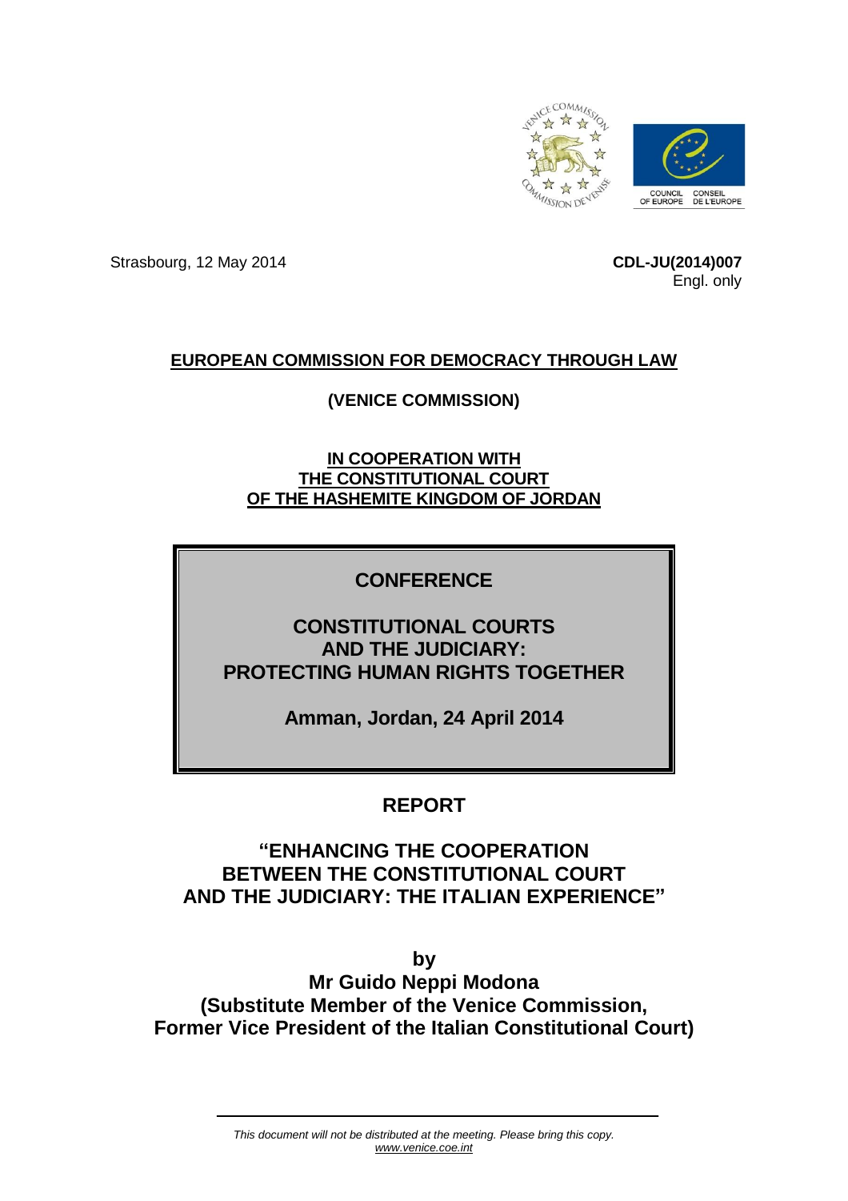Strasbourg, 12 May 2014

**CDL-JU(2014)007**
Engl. only

**EUROPEAN COMMISSION FOR DEMOCRACY THROUGH LAW**

**(VENICE COMMISSION)**

**IN COOPERATION WITH**
**THE CONSTITUTIONAL COURT**
**OF THE HASHEMITE KINGDOM OF JORDAN**

# CONFERENCE

# CONSTITUTIONAL COURTS AND THE JUDICIARY: PROTECTING HUMAN RIGHTS TOGETHER

**Amman, Jordan, 24 April 2014**

## REPORT

## "ENHANCING THE COOPERATION BETWEEN THE CONSTITUTIONAL COURT AND THE JUDICIARY: THE ITALIAN EXPERIENCE"

**by**
**Mr Guido Neppi Modona**
**(Substitute Member of the Venice Commission,**
**Former Vice President of the Italian Constitutional Court)**

*This document will not be distributed at the meeting. Please bring this copy.*
*www.venice.coe.int*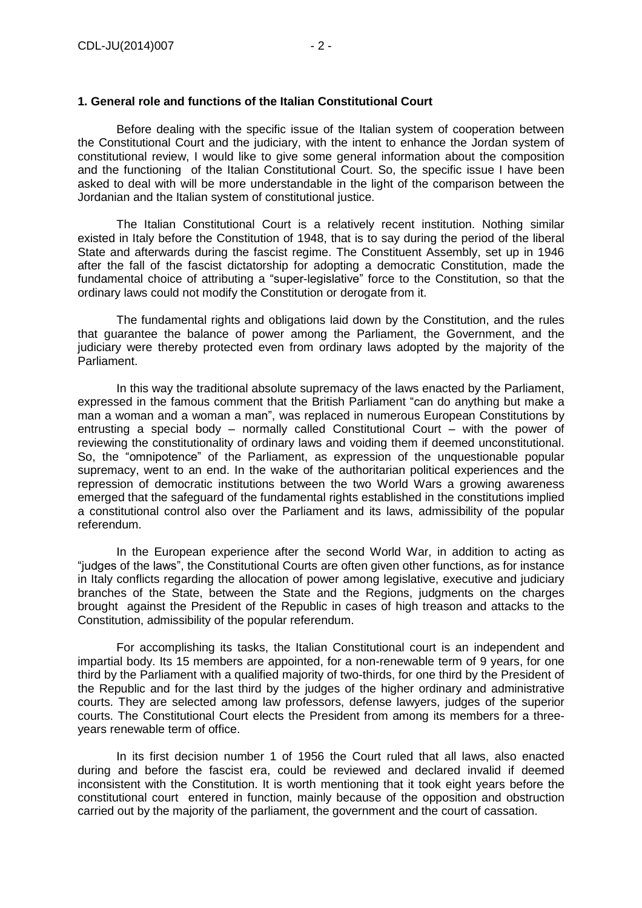**1. General role and functions of the Italian Constitutional Court**

Before dealing with the specific issue of the Italian system of cooperation between the Constitutional Court and the judiciary, with the intent to enhance the Jordan system of constitutional review, I would like to give some general information about the composition and the functioning of the Italian Constitutional Court. So, the specific issue I have been asked to deal with will be more understandable in the light of the comparison between the Jordanian and the Italian system of constitutional justice.

The Italian Constitutional Court is a relatively recent institution. Nothing similar existed in Italy before the Constitution of 1948, that is to say during the period of the liberal State and afterwards during the fascist regime. The Constituent Assembly, set up in 1946 after the fall of the fascist dictatorship for adopting a democratic Constitution, made the fundamental choice of attributing a "super-legislative" force to the Constitution, so that the ordinary laws could not modify the Constitution or derogate from it.

The fundamental rights and obligations laid down by the Constitution, and the rules that guarantee the balance of power among the Parliament, the Government, and the judiciary were thereby protected even from ordinary laws adopted by the majority of the Parliament.

In this way the traditional absolute supremacy of the laws enacted by the Parliament, expressed in the famous comment that the British Parliament "can do anything but make a man a woman and a woman a man", was replaced in numerous European Constitutions by entrusting a special body – normally called Constitutional Court – with the power of reviewing the constitutionality of ordinary laws and voiding them if deemed unconstitutional. So, the "omnipotence" of the Parliament, as expression of the unquestionable popular supremacy, went to an end. In the wake of the authoritarian political experiences and the repression of democratic institutions between the two World Wars a growing awareness emerged that the safeguard of the fundamental rights established in the constitutions implied a constitutional control also over the Parliament and its laws, admissibility of the popular referendum.

In the European experience after the second World War, in addition to acting as "judges of the laws", the Constitutional Courts are often given other functions, as for instance in Italy conflicts regarding the allocation of power among legislative, executive and judiciary branches of the State, between the State and the Regions, judgments on the charges brought against the President of the Republic in cases of high treason and attacks to the Constitution, admissibility of the popular referendum.

For accomplishing its tasks, the Italian Constitutional court is an independent and impartial body. Its 15 members are appointed, for a non-renewable term of 9 years, for one third by the Parliament with a qualified majority of two-thirds, for one third by the President of the Republic and for the last third by the judges of the higher ordinary and administrative courts. They are selected among law professors, defense lawyers, judges of the superior courts. The Constitutional Court elects the President from among its members for a three-years renewable term of office.

In its first decision number 1 of 1956 the Court ruled that all laws, also enacted during and before the fascist era, could be reviewed and declared invalid if deemed inconsistent with the Constitution. It is worth mentioning that it took eight years before the constitutional court entered in function, mainly because of the opposition and obstruction carried out by the majority of the parliament, the government and the court of cassation.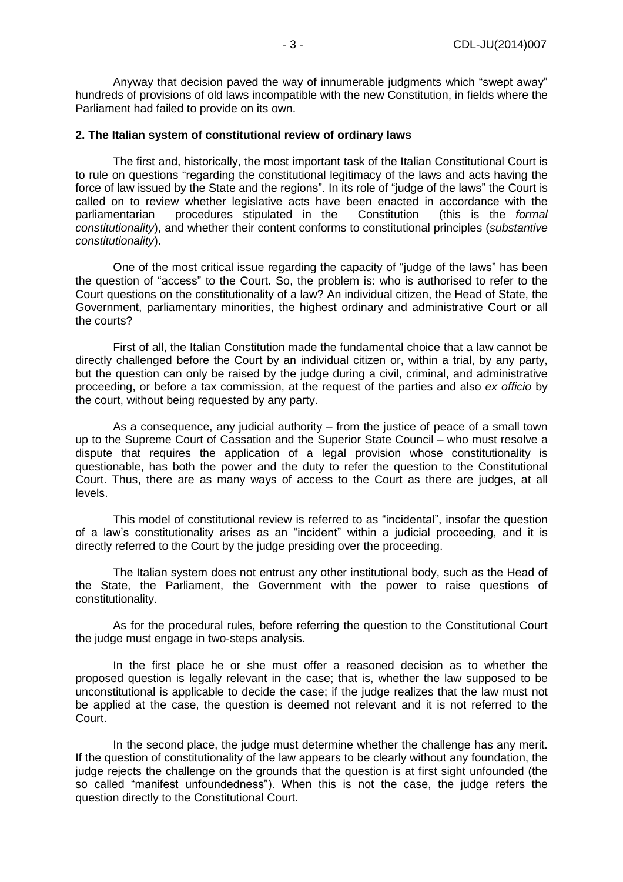Anyway that decision paved the way of innumerable judgments which "swept away" hundreds of provisions of old laws incompatible with the new Constitution, in fields where the Parliament had failed to provide on its own.

**2. The Italian system of constitutional review of ordinary laws**

The first and, historically, the most important task of the Italian Constitutional Court is to rule on questions "regarding the constitutional legitimacy of the laws and acts having the force of law issued by the State and the regions". In its role of "judge of the laws" the Court is called on to review whether legislative acts have been enacted in accordance with the parliamentarian procedures stipulated in the Constitution (this is the *formal constitutionality*), and whether their content conforms to constitutional principles (*substantive constitutionality*).

One of the most critical issue regarding the capacity of "judge of the laws" has been the question of "access" to the Court. So, the problem is: who is authorised to refer to the Court questions on the constitutionality of a law? An individual citizen, the Head of State, the Government, parliamentary minorities, the highest ordinary and administrative Court or all the courts?

First of all, the Italian Constitution made the fundamental choice that a law cannot be directly challenged before the Court by an individual citizen or, within a trial, by any party, but the question can only be raised by the judge during a civil, criminal, and administrative proceeding, or before a tax commission, at the request of the parties and also *ex officio* by the court, without being requested by any party.

As a consequence, any judicial authority – from the justice of peace of a small town up to the Supreme Court of Cassation and the Superior State Council – who must resolve a dispute that requires the application of a legal provision whose constitutionality is questionable, has both the power and the duty to refer the question to the Constitutional Court. Thus, there are as many ways of access to the Court as there are judges, at all levels.

This model of constitutional review is referred to as "incidental", insofar the question of a law's constitutionality arises as an "incident" within a judicial proceeding, and it is directly referred to the Court by the judge presiding over the proceeding.

The Italian system does not entrust any other institutional body, such as the Head of the State, the Parliament, the Government with the power to raise questions of constitutionality.

As for the procedural rules, before referring the question to the Constitutional Court the judge must engage in two-steps analysis.

In the first place he or she must offer a reasoned decision as to whether the proposed question is legally relevant in the case; that is, whether the law supposed to be unconstitutional is applicable to decide the case; if the judge realizes that the law must not be applied at the case, the question is deemed not relevant and it is not referred to the Court.

In the second place, the judge must determine whether the challenge has any merit. If the question of constitutionality of the law appears to be clearly without any foundation, the judge rejects the challenge on the grounds that the question is at first sight unfounded (the so called "manifest unfoundedness"). When this is not the case, the judge refers the question directly to the Constitutional Court.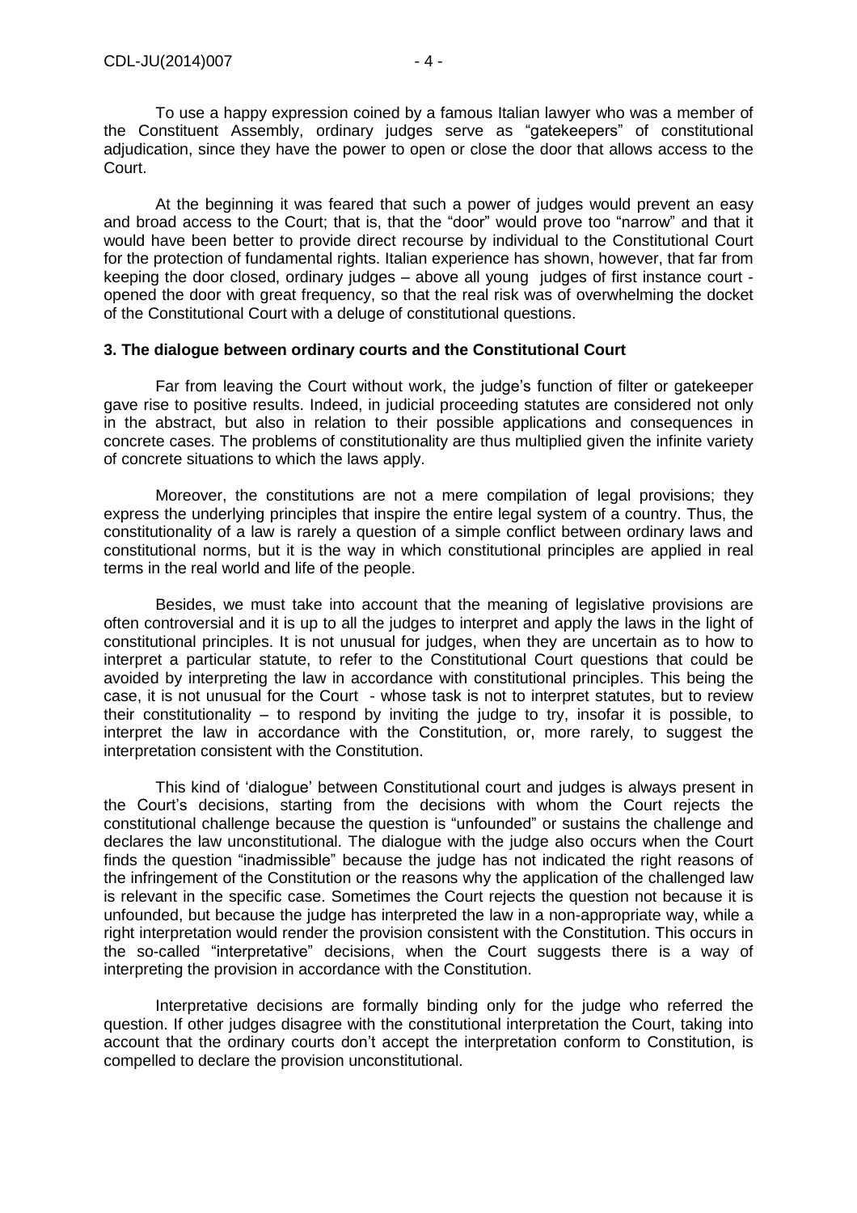To use a happy expression coined by a famous Italian lawyer who was a member of the Constituent Assembly, ordinary judges serve as “gatekeepers” of constitutional adjudication, since they have the power to open or close the door that allows access to the Court.

At the beginning it was feared that such a power of judges would prevent an easy and broad access to the Court; that is, that the “door” would prove too “narrow” and that it would have been better to provide direct recourse by individual to the Constitutional Court for the protection of fundamental rights. Italian experience has shown, however, that far from keeping the door closed, ordinary judges – above all young judges of first instance court - opened the door with great frequency, so that the real risk was of overwhelming the docket of the Constitutional Court with a deluge of constitutional questions.

### 3. The dialogue between ordinary courts and the Constitutional Court

Far from leaving the Court without work, the judge’s function of filter or gatekeeper gave rise to positive results. Indeed, in judicial proceeding statutes are considered not only in the abstract, but also in relation to their possible applications and consequences in concrete cases. The problems of constitutionality are thus multiplied given the infinite variety of concrete situations to which the laws apply.

Moreover, the constitutions are not a mere compilation of legal provisions; they express the underlying principles that inspire the entire legal system of a country. Thus, the constitutionality of a law is rarely a question of a simple conflict between ordinary laws and constitutional norms, but it is the way in which constitutional principles are applied in real terms in the real world and life of the people.

Besides, we must take into account that the meaning of legislative provisions are often controversial and it is up to all the judges to interpret and apply the laws in the light of constitutional principles. It is not unusual for judges, when they are uncertain as to how to interpret a particular statute, to refer to the Constitutional Court questions that could be avoided by interpreting the law in accordance with constitutional principles. This being the case, it is not unusual for the Court - whose task is not to interpret statutes, but to review their constitutionality – to respond by inviting the judge to try, insofar it is possible, to interpret the law in accordance with the Constitution, or, more rarely, to suggest the interpretation consistent with the Constitution.

This kind of ‘dialogue’ between Constitutional court and judges is always present in the Court’s decisions, starting from the decisions with whom the Court rejects the constitutional challenge because the question is “unfounded” or sustains the challenge and declares the law unconstitutional. The dialogue with the judge also occurs when the Court finds the question “inadmissible” because the judge has not indicated the right reasons of the infringement of the Constitution or the reasons why the application of the challenged law is relevant in the specific case. Sometimes the Court rejects the question not because it is unfounded, but because the judge has interpreted the law in a non-appropriate way, while a right interpretation would render the provision consistent with the Constitution. This occurs in the so-called “interpretative” decisions, when the Court suggests there is a way of interpreting the provision in accordance with the Constitution.

Interpretative decisions are formally binding only for the judge who referred the question. If other judges disagree with the constitutional interpretation the Court, taking into account that the ordinary courts don’t accept the interpretation conform to Constitution, is compelled to declare the provision unconstitutional.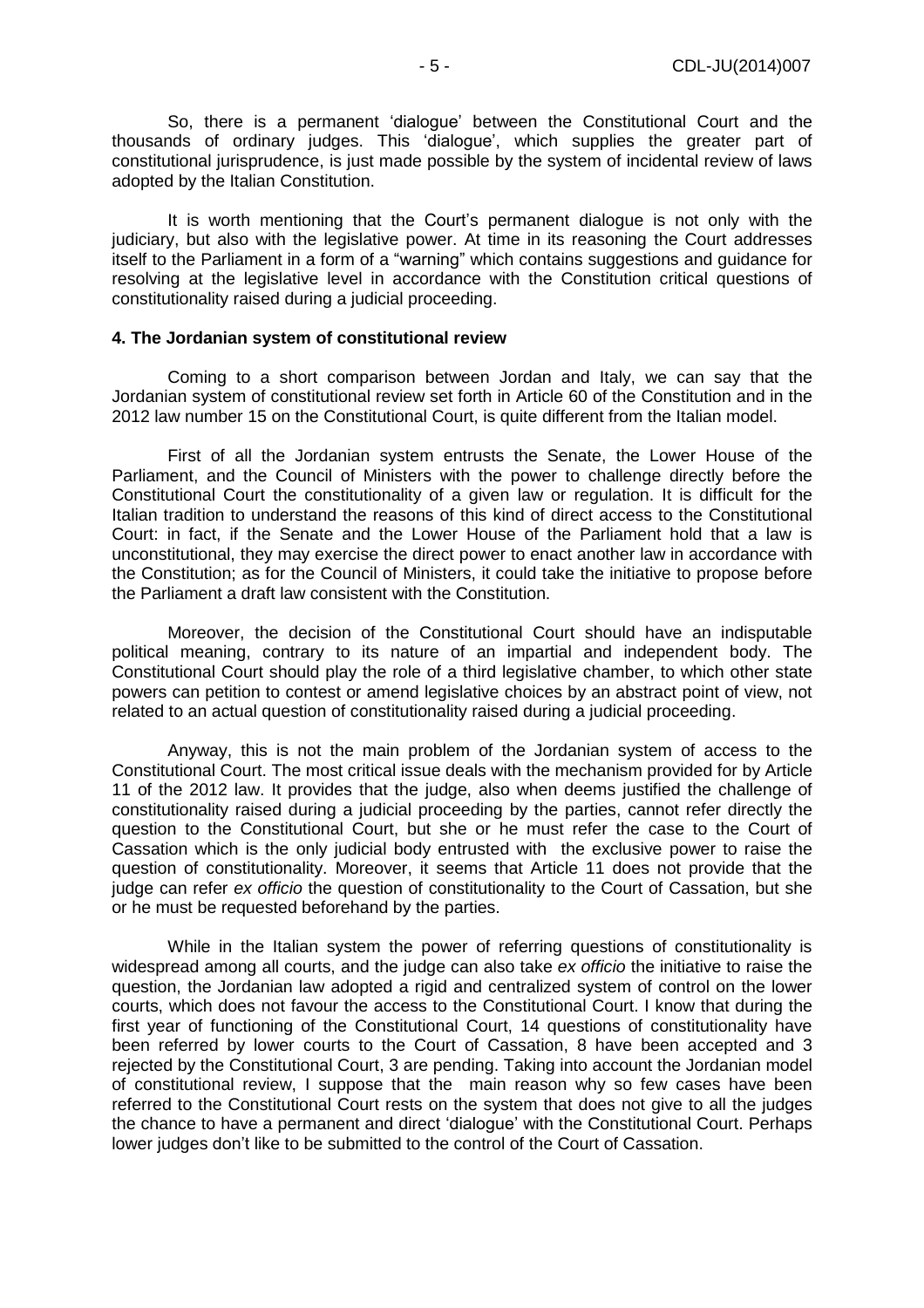So, there is a permanent 'dialogue' between the Constitutional Court and the thousands of ordinary judges. This 'dialogue', which supplies the greater part of constitutional jurisprudence, is just made possible by the system of incidental review of laws adopted by the Italian Constitution.

It is worth mentioning that the Court's permanent dialogue is not only with the judiciary, but also with the legislative power. At time in its reasoning the Court addresses itself to the Parliament in a form of a "warning" which contains suggestions and guidance for resolving at the legislative level in accordance with the Constitution critical questions of constitutionality raised during a judicial proceeding.

**4. The Jordanian system of constitutional review**

Coming to a short comparison between Jordan and Italy, we can say that the Jordanian system of constitutional review set forth in Article 60 of the Constitution and in the 2012 law number 15 on the Constitutional Court, is quite different from the Italian model.

First of all the Jordanian system entrusts the Senate, the Lower House of the Parliament, and the Council of Ministers with the power to challenge directly before the Constitutional Court the constitutionality of a given law or regulation. It is difficult for the Italian tradition to understand the reasons of this kind of direct access to the Constitutional Court: in fact, if the Senate and the Lower House of the Parliament hold that a law is unconstitutional, they may exercise the direct power to enact another law in accordance with the Constitution; as for the Council of Ministers, it could take the initiative to propose before the Parliament a draft law consistent with the Constitution.

Moreover, the decision of the Constitutional Court should have an indisputable political meaning, contrary to its nature of an impartial and independent body. The Constitutional Court should play the role of a third legislative chamber, to which other state powers can petition to contest or amend legislative choices by an abstract point of view, not related to an actual question of constitutionality raised during a judicial proceeding.

Anyway, this is not the main problem of the Jordanian system of access to the Constitutional Court. The most critical issue deals with the mechanism provided for by Article 11 of the 2012 law. It provides that the judge, also when deems justified the challenge of constitutionality raised during a judicial proceeding by the parties, cannot refer directly the question to the Constitutional Court, but she or he must refer the case to the Court of Cassation which is the only judicial body entrusted with the exclusive power to raise the question of constitutionality. Moreover, it seems that Article 11 does not provide that the judge can refer *ex officio* the question of constitutionality to the Court of Cassation, but she or he must be requested beforehand by the parties.

While in the Italian system the power of referring questions of constitutionality is widespread among all courts, and the judge can also take *ex officio* the initiative to raise the question, the Jordanian law adopted a rigid and centralized system of control on the lower courts, which does not favour the access to the Constitutional Court. I know that during the first year of functioning of the Constitutional Court, 14 questions of constitutionality have been referred by lower courts to the Court of Cassation, 8 have been accepted and 3 rejected by the Constitutional Court, 3 are pending. Taking into account the Jordanian model of constitutional review, I suppose that the main reason why so few cases have been referred to the Constitutional Court rests on the system that does not give to all the judges the chance to have a permanent and direct 'dialogue' with the Constitutional Court. Perhaps lower judges don't like to be submitted to the control of the Court of Cassation.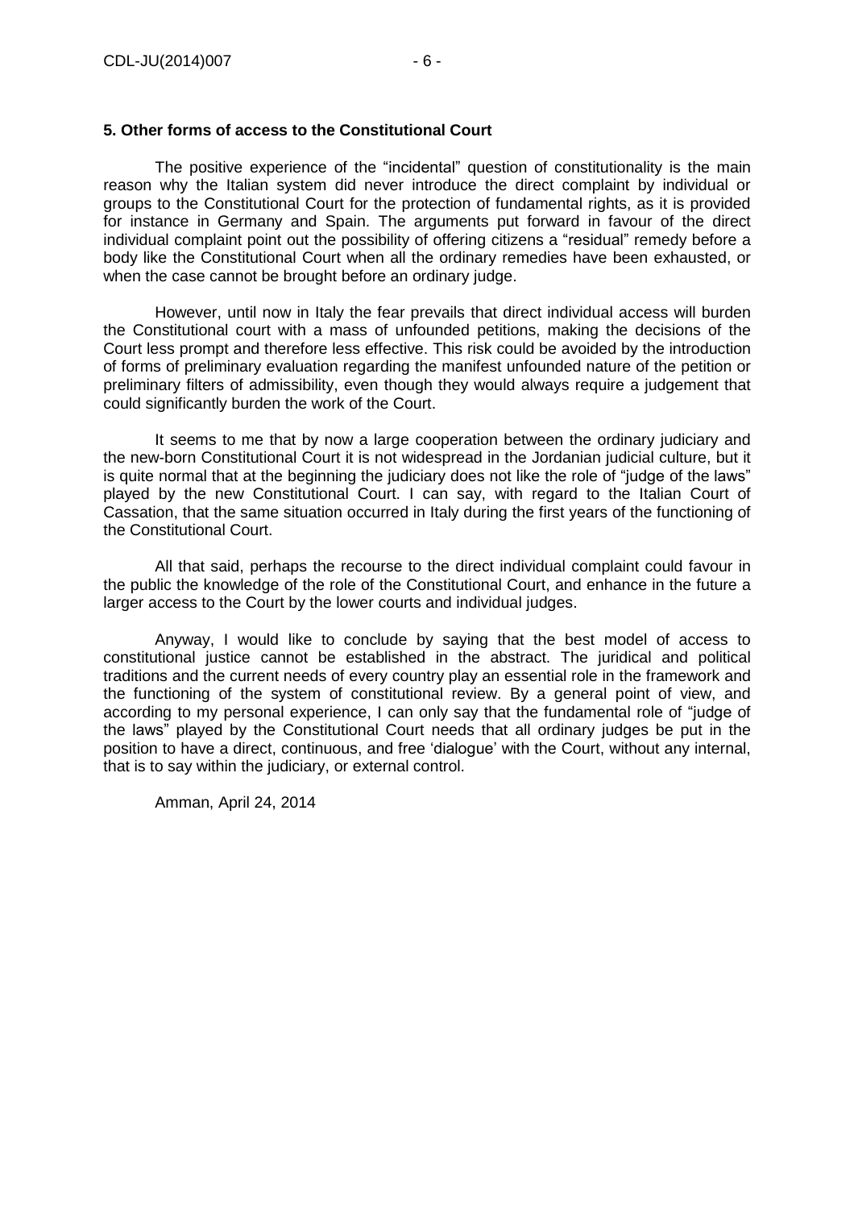## 5. Other forms of access to the Constitutional Court

The positive experience of the "incidental" question of constitutionality is the main reason why the Italian system did never introduce the direct complaint by individual or groups to the Constitutional Court for the protection of fundamental rights, as it is provided for instance in Germany and Spain. The arguments put forward in favour of the direct individual complaint point out the possibility of offering citizens a "residual" remedy before a body like the Constitutional Court when all the ordinary remedies have been exhausted, or when the case cannot be brought before an ordinary judge.

However, until now in Italy the fear prevails that direct individual access will burden the Constitutional court with a mass of unfounded petitions, making the decisions of the Court less prompt and therefore less effective. This risk could be avoided by the introduction of forms of preliminary evaluation regarding the manifest unfounded nature of the petition or preliminary filters of admissibility, even though they would always require a judgement that could significantly burden the work of the Court.

It seems to me that by now a large cooperation between the ordinary judiciary and the new-born Constitutional Court it is not widespread in the Jordanian judicial culture, but it is quite normal that at the beginning the judiciary does not like the role of "judge of the laws" played by the new Constitutional Court. I can say, with regard to the Italian Court of Cassation, that the same situation occurred in Italy during the first years of the functioning of the Constitutional Court.

All that said, perhaps the recourse to the direct individual complaint could favour in the public the knowledge of the role of the Constitutional Court, and enhance in the future a larger access to the Court by the lower courts and individual judges.

Anyway, I would like to conclude by saying that the best model of access to constitutional justice cannot be established in the abstract. The juridical and political traditions and the current needs of every country play an essential role in the framework and the functioning of the system of constitutional review. By a general point of view, and according to my personal experience, I can only say that the fundamental role of "judge of the laws" played by the Constitutional Court needs that all ordinary judges be put in the position to have a direct, continuous, and free 'dialogue' with the Court, without any internal, that is to say within the judiciary, or external control.

Amman, April 24, 2014